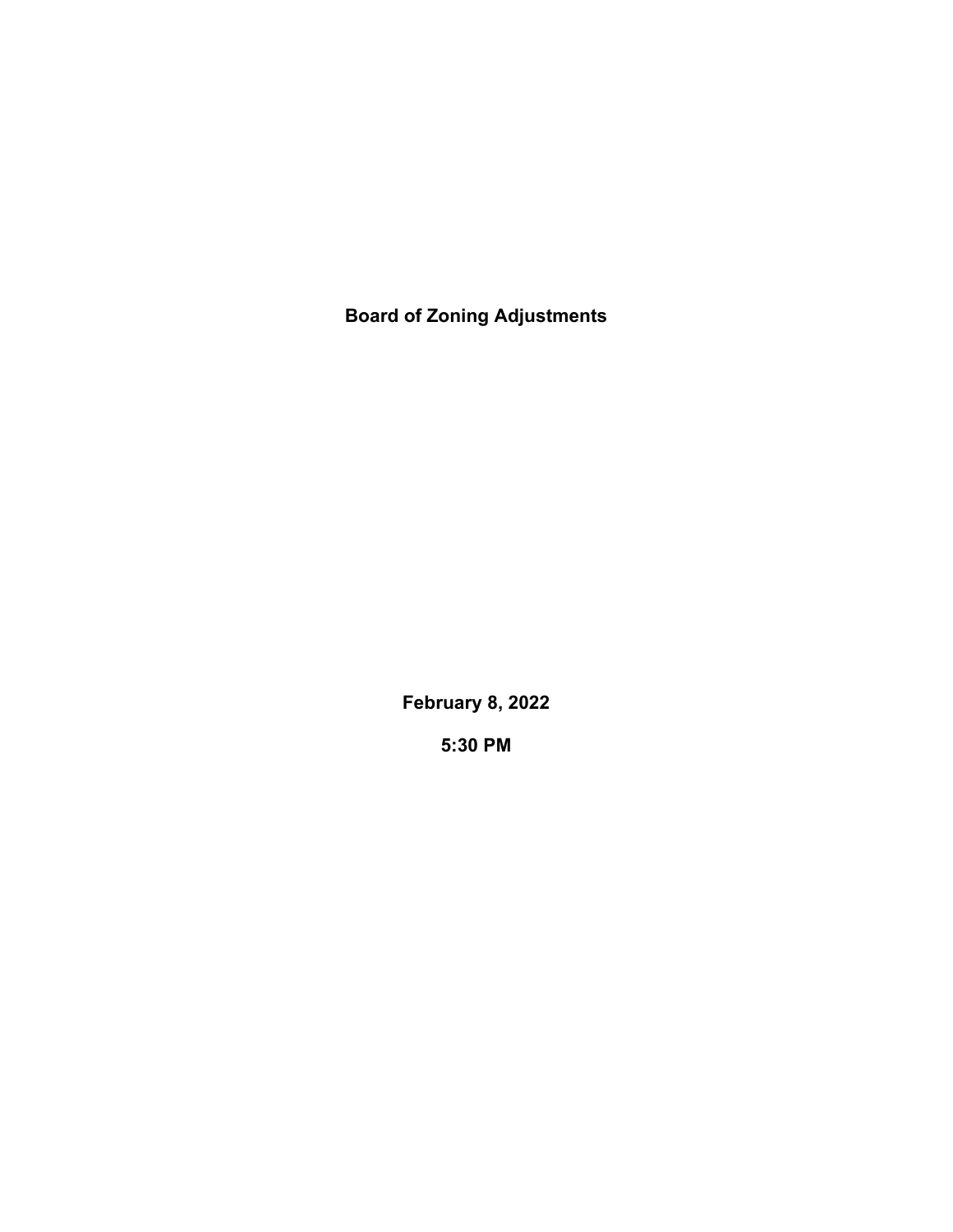# Board of Zoning Adjustments

**February 8, 2022**

**5:30 PM**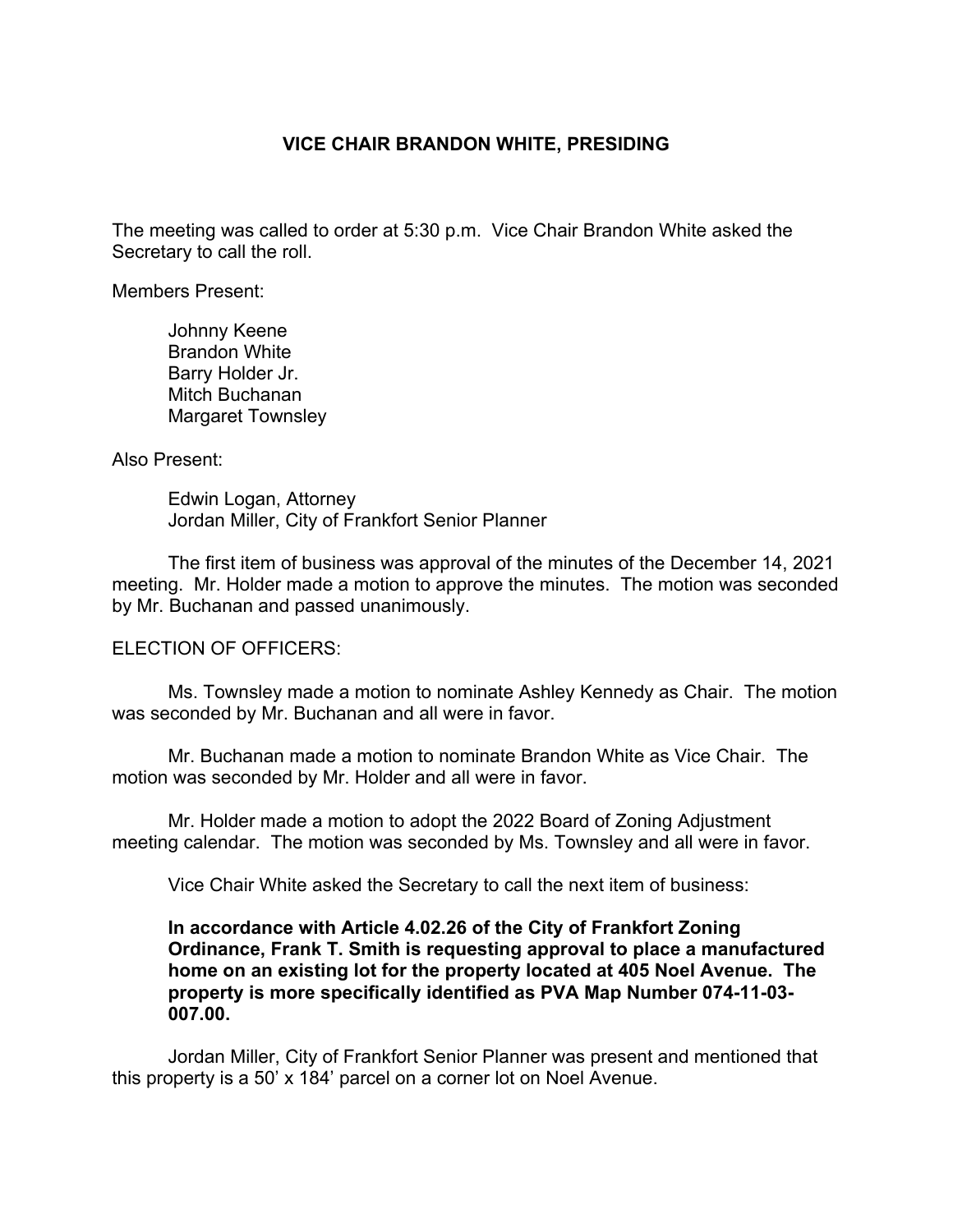**VICE CHAIR BRANDON WHITE, PRESIDING**

The meeting was called to order at 5:30 p.m. Vice Chair Brandon White asked the Secretary to call the roll.

Members Present:

Johnny Keene
Brandon White
Barry Holder Jr.
Mitch Buchanan
Margaret Townsley

Also Present:

Edwin Logan, Attorney
Jordan Miller, City of Frankfort Senior Planner

The first item of business was approval of the minutes of the December 14, 2021 meeting. Mr. Holder made a motion to approve the minutes. The motion was seconded by Mr. Buchanan and passed unanimously.

ELECTION OF OFFICERS:

Ms. Townsley made a motion to nominate Ashley Kennedy as Chair. The motion was seconded by Mr. Buchanan and all were in favor.

Mr. Buchanan made a motion to nominate Brandon White as Vice Chair. The motion was seconded by Mr. Holder and all were in favor.

Mr. Holder made a motion to adopt the 2022 Board of Zoning Adjustment meeting calendar. The motion was seconded by Ms. Townsley and all were in favor.

Vice Chair White asked the Secretary to call the next item of business:

**In accordance with Article 4.02.26 of the City of Frankfort Zoning Ordinance, Frank T. Smith is requesting approval to place a manufactured home on an existing lot for the property located at 405 Noel Avenue. The property is more specifically identified as PVA Map Number 074-11-03-007.00.**

Jordan Miller, City of Frankfort Senior Planner was present and mentioned that this property is a 50' x 184' parcel on a corner lot on Noel Avenue.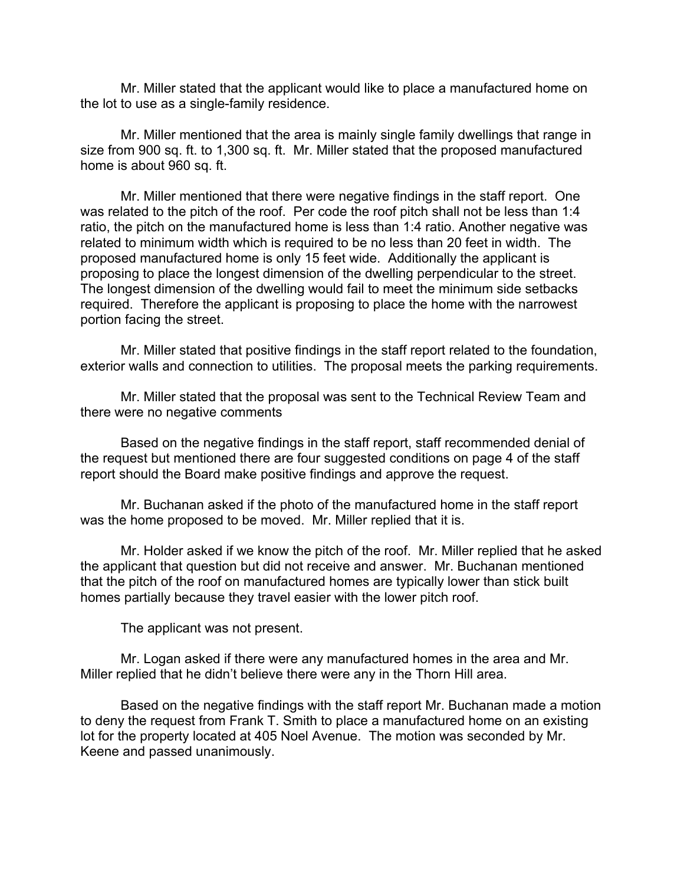Mr. Miller stated that the applicant would like to place a manufactured home on the lot to use as a single-family residence.

Mr. Miller mentioned that the area is mainly single family dwellings that range in size from 900 sq. ft. to 1,300 sq. ft. Mr. Miller stated that the proposed manufactured home is about 960 sq. ft.

Mr. Miller mentioned that there were negative findings in the staff report. One was related to the pitch of the roof. Per code the roof pitch shall not be less than 1:4 ratio, the pitch on the manufactured home is less than 1:4 ratio. Another negative was related to minimum width which is required to be no less than 20 feet in width. The proposed manufactured home is only 15 feet wide. Additionally the applicant is proposing to place the longest dimension of the dwelling perpendicular to the street. The longest dimension of the dwelling would fail to meet the minimum side setbacks required. Therefore the applicant is proposing to place the home with the narrowest portion facing the street.

Mr. Miller stated that positive findings in the staff report related to the foundation, exterior walls and connection to utilities. The proposal meets the parking requirements.

Mr. Miller stated that the proposal was sent to the Technical Review Team and there were no negative comments

Based on the negative findings in the staff report, staff recommended denial of the request but mentioned there are four suggested conditions on page 4 of the staff report should the Board make positive findings and approve the request.

Mr. Buchanan asked if the photo of the manufactured home in the staff report was the home proposed to be moved. Mr. Miller replied that it is.

Mr. Holder asked if we know the pitch of the roof. Mr. Miller replied that he asked the applicant that question but did not receive and answer. Mr. Buchanan mentioned that the pitch of the roof on manufactured homes are typically lower than stick built homes partially because they travel easier with the lower pitch roof.

The applicant was not present.

Mr. Logan asked if there were any manufactured homes in the area and Mr. Miller replied that he didn't believe there were any in the Thorn Hill area.

Based on the negative findings with the staff report Mr. Buchanan made a motion to deny the request from Frank T. Smith to place a manufactured home on an existing lot for the property located at 405 Noel Avenue. The motion was seconded by Mr. Keene and passed unanimously.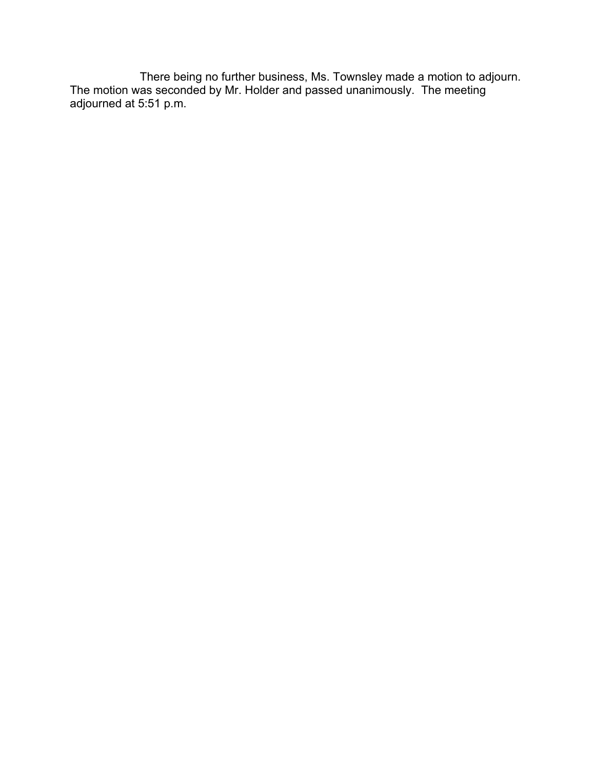There being no further business, Ms. Townsley made a motion to adjourn. The motion was seconded by Mr. Holder and passed unanimously. The meeting adjourned at 5:51 p.m.